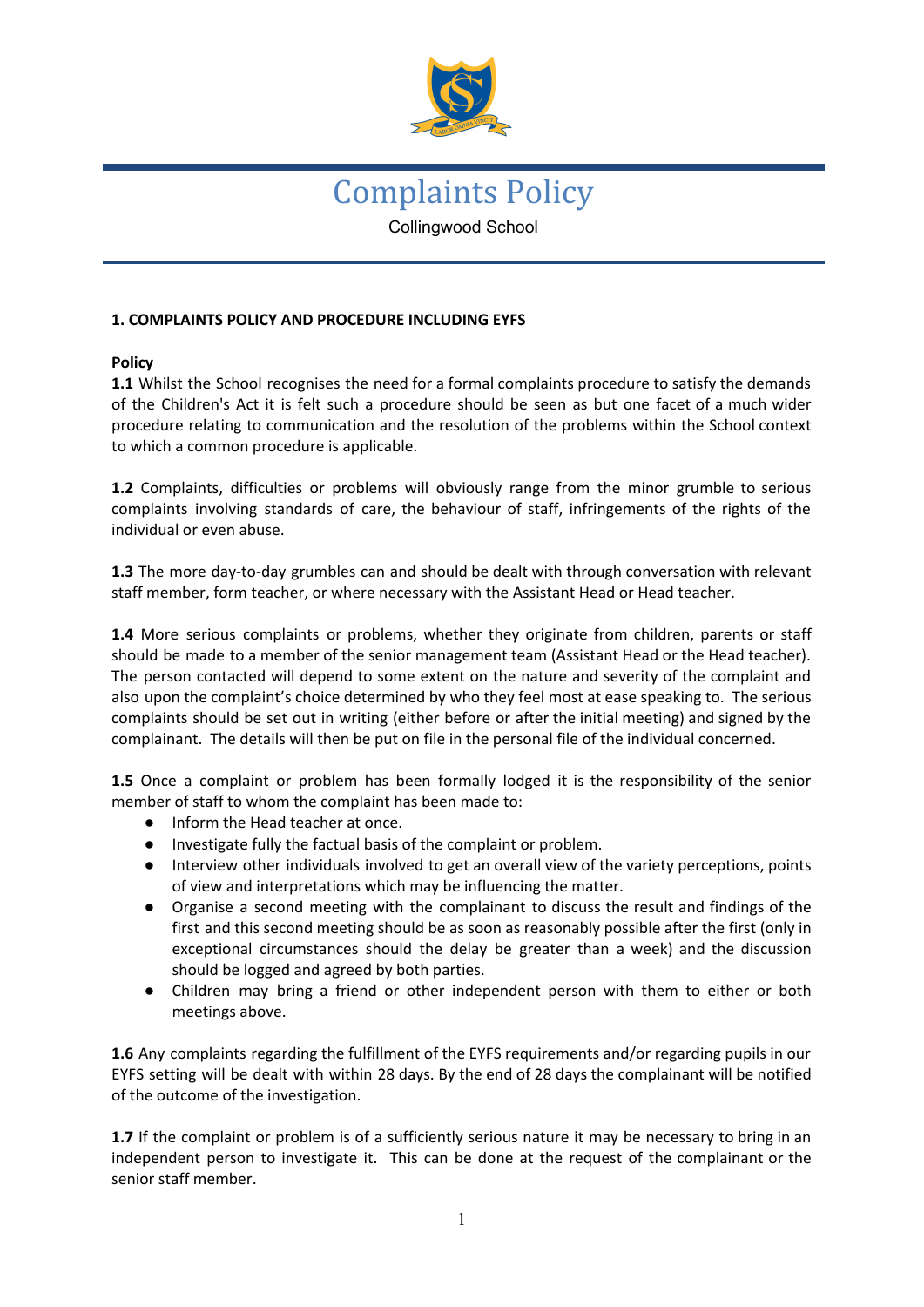# Complaints Policy

Collingwood School

## 1. COMPLAINTS POLICY AND PROCEDURE INCLUDING EYFS

### Policy

**1.1** Whilst the School recognises the need for a formal complaints procedure to satisfy the demands of the Children's Act it is felt such a procedure should be seen as but one facet of a much wider procedure relating to communication and the resolution of the problems within the School context to which a common procedure is applicable.

**1.2** Complaints, difficulties or problems will obviously range from the minor grumble to serious complaints involving standards of care, the behaviour of staff, infringements of the rights of the individual or even abuse.

**1.3** The more day-to-day grumbles can and should be dealt with through conversation with relevant staff member, form teacher, or where necessary with the Assistant Head or Head teacher.

**1.4** More serious complaints or problems, whether they originate from children, parents or staff should be made to a member of the senior management team (Assistant Head or the Head teacher). The person contacted will depend to some extent on the nature and severity of the complaint and also upon the complaint's choice determined by who they feel most at ease speaking to. The serious complaints should be set out in writing (either before or after the initial meeting) and signed by the complainant. The details will then be put on file in the personal file of the individual concerned.

**1.5** Once a complaint or problem has been formally lodged it is the responsibility of the senior member of staff to whom the complaint has been made to:

- Inform the Head teacher at once.
- Investigate fully the factual basis of the complaint or problem.
- Interview other individuals involved to get an overall view of the variety perceptions, points of view and interpretations which may be influencing the matter.
- Organise a second meeting with the complainant to discuss the result and findings of the first and this second meeting should be as soon as reasonably possible after the first (only in exceptional circumstances should the delay be greater than a week) and the discussion should be logged and agreed by both parties.
- Children may bring a friend or other independent person with them to either or both meetings above.

**1.6** Any complaints regarding the fulfillment of the EYFS requirements and/or regarding pupils in our EYFS setting will be dealt with within 28 days. By the end of 28 days the complainant will be notified of the outcome of the investigation.

**1.7** If the complaint or problem is of a sufficiently serious nature it may be necessary to bring in an independent person to investigate it. This can be done at the request of the complainant or the senior staff member.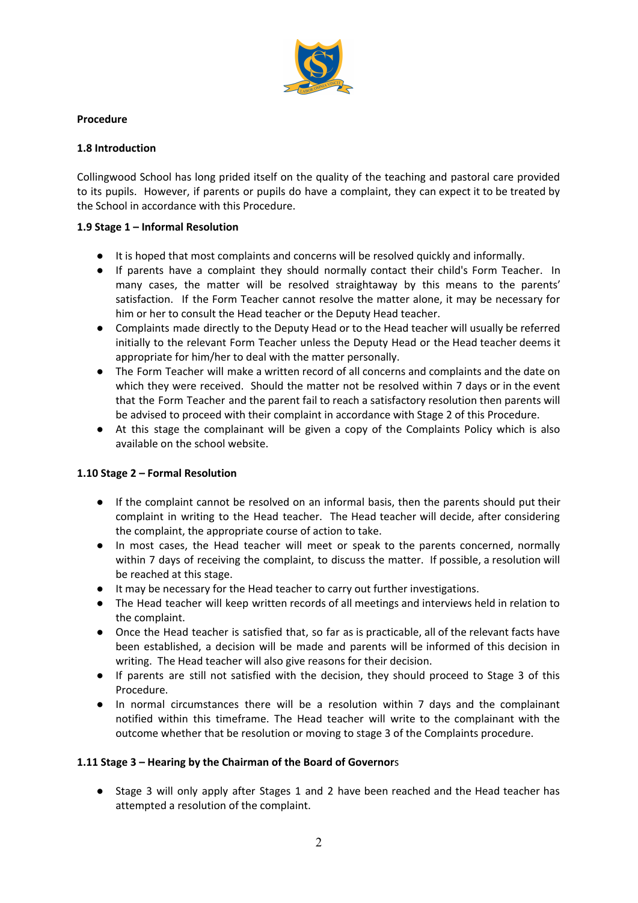**Procedure**

**1.8 Introduction**

Collingwood School has long prided itself on the quality of the teaching and pastoral care provided to its pupils. However, if parents or pupils do have a complaint, they can expect it to be treated by the School in accordance with this Procedure.

**1.9 Stage 1 – Informal Resolution**

- It is hoped that most complaints and concerns will be resolved quickly and informally.
- If parents have a complaint they should normally contact their child's Form Teacher. In many cases, the matter will be resolved straightaway by this means to the parents' satisfaction. If the Form Teacher cannot resolve the matter alone, it may be necessary for him or her to consult the Head teacher or the Deputy Head teacher.
- Complaints made directly to the Deputy Head or to the Head teacher will usually be referred initially to the relevant Form Teacher unless the Deputy Head or the Head teacher deems it appropriate for him/her to deal with the matter personally.
- The Form Teacher will make a written record of all concerns and complaints and the date on which they were received. Should the matter not be resolved within 7 days or in the event that the Form Teacher and the parent fail to reach a satisfactory resolution then parents will be advised to proceed with their complaint in accordance with Stage 2 of this Procedure.
- At this stage the complainant will be given a copy of the Complaints Policy which is also available on the school website.

**1.10 Stage 2 – Formal Resolution**

- If the complaint cannot be resolved on an informal basis, then the parents should put their complaint in writing to the Head teacher. The Head teacher will decide, after considering the complaint, the appropriate course of action to take.
- In most cases, the Head teacher will meet or speak to the parents concerned, normally within 7 days of receiving the complaint, to discuss the matter. If possible, a resolution will be reached at this stage.
- It may be necessary for the Head teacher to carry out further investigations.
- The Head teacher will keep written records of all meetings and interviews held in relation to the complaint.
- Once the Head teacher is satisfied that, so far as is practicable, all of the relevant facts have been established, a decision will be made and parents will be informed of this decision in writing. The Head teacher will also give reasons for their decision.
- If parents are still not satisfied with the decision, they should proceed to Stage 3 of this Procedure.
- In normal circumstances there will be a resolution within 7 days and the complainant notified within this timeframe. The Head teacher will write to the complainant with the outcome whether that be resolution or moving to stage 3 of the Complaints procedure.

**1.11 Stage 3 – Hearing by the Chairman of the Board of Governor**s

- Stage 3 will only apply after Stages 1 and 2 have been reached and the Head teacher has attempted a resolution of the complaint.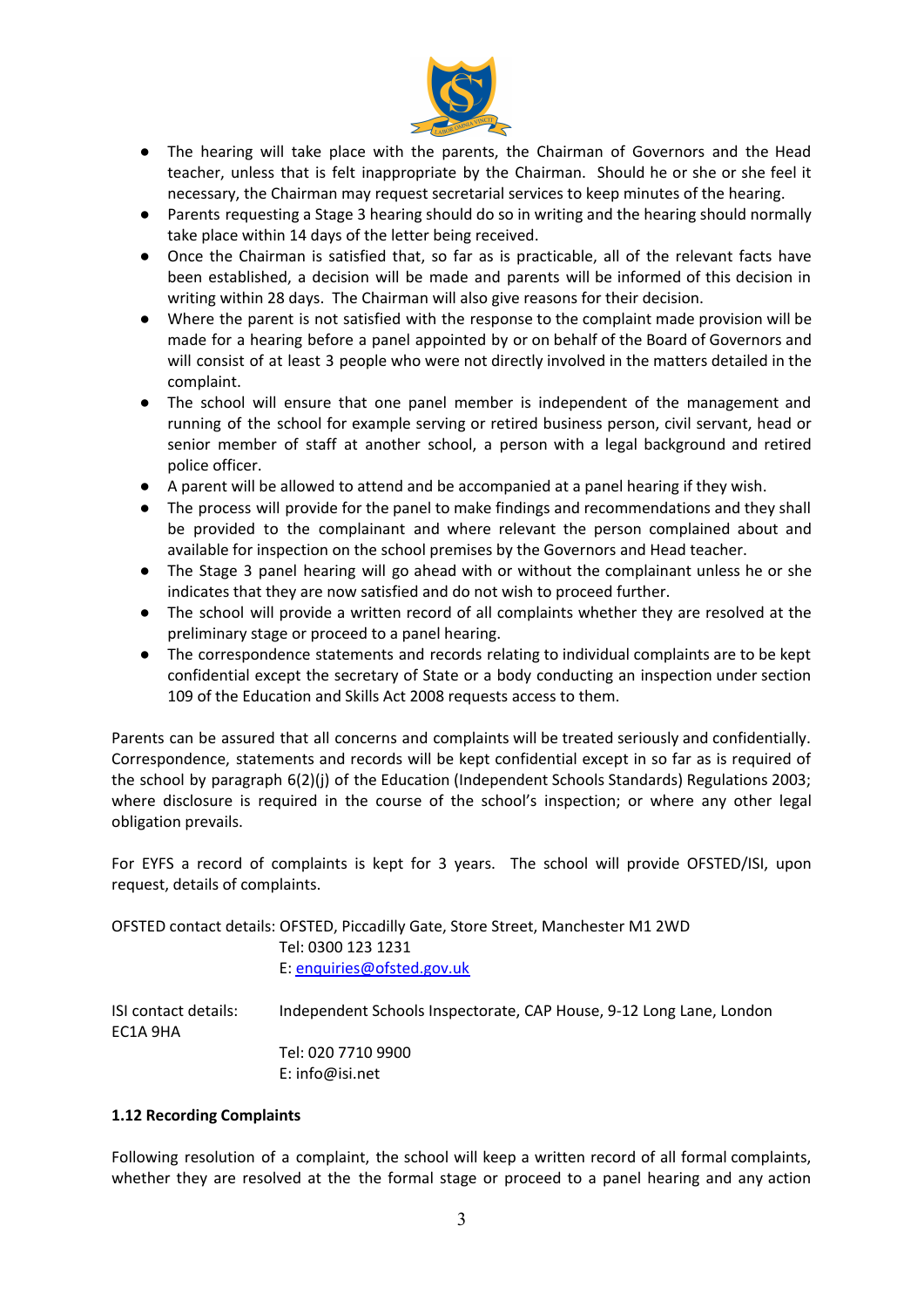- The hearing will take place with the parents, the Chairman of Governors and the Head teacher, unless that is felt inappropriate by the Chairman. Should he or she or she feel it necessary, the Chairman may request secretarial services to keep minutes of the hearing.
- Parents requesting a Stage 3 hearing should do so in writing and the hearing should normally take place within 14 days of the letter being received.
- Once the Chairman is satisfied that, so far as is practicable, all of the relevant facts have been established, a decision will be made and parents will be informed of this decision in writing within 28 days. The Chairman will also give reasons for their decision.
- Where the parent is not satisfied with the response to the complaint made provision will be made for a hearing before a panel appointed by or on behalf of the Board of Governors and will consist of at least 3 people who were not directly involved in the matters detailed in the complaint.
- The school will ensure that one panel member is independent of the management and running of the school for example serving or retired business person, civil servant, head or senior member of staff at another school, a person with a legal background and retired police officer.
- A parent will be allowed to attend and be accompanied at a panel hearing if they wish.
- The process will provide for the panel to make findings and recommendations and they shall be provided to the complainant and where relevant the person complained about and available for inspection on the school premises by the Governors and Head teacher.
- The Stage 3 panel hearing will go ahead with or without the complainant unless he or she indicates that they are now satisfied and do not wish to proceed further.
- The school will provide a written record of all complaints whether they are resolved at the preliminary stage or proceed to a panel hearing.
- The correspondence statements and records relating to individual complaints are to be kept confidential except the secretary of State or a body conducting an inspection under section 109 of the Education and Skills Act 2008 requests access to them.

Parents can be assured that all concerns and complaints will be treated seriously and confidentially. Correspondence, statements and records will be kept confidential except in so far as is required of the school by paragraph 6(2)(j) of the Education (Independent Schools Standards) Regulations 2003; where disclosure is required in the course of the school's inspection; or where any other legal obligation prevails.

For EYFS a record of complaints is kept for 3 years. The school will provide OFSTED/ISI, upon request, details of complaints.

OFSTED contact details: OFSTED, Piccadilly Gate, Store Street, Manchester M1 2WD
Tel: 0300 123 1231
E: enquiries@ofsted.gov.uk

ISI contact details: Independent Schools Inspectorate, CAP House, 9-12 Long Lane, London EC1A 9HA
Tel: 020 7710 9900
E: info@isi.net

**1.12 Recording Complaints**

Following resolution of a complaint, the school will keep a written record of all formal complaints, whether they are resolved at the the formal stage or proceed to a panel hearing and any action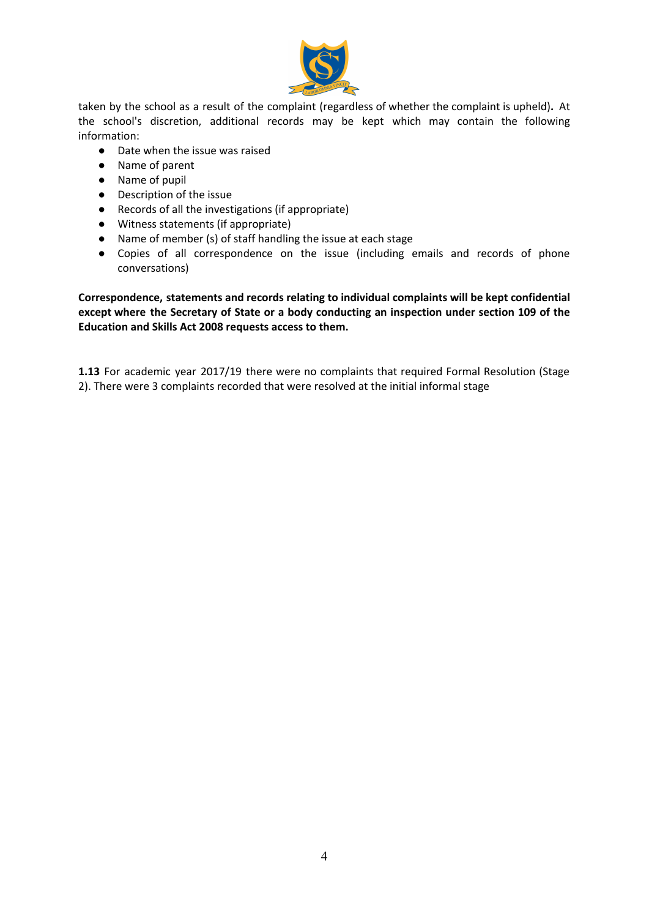taken by the school as a result of the complaint (regardless of whether the complaint is upheld)**.** At the school's discretion, additional records may be kept which may contain the following information:

- Date when the issue was raised
- Name of parent
- Name of pupil
- Description of the issue
- Records of all the investigations (if appropriate)
- Witness statements (if appropriate)
- Name of member (s) of staff handling the issue at each stage
- Copies of all correspondence on the issue (including emails and records of phone conversations)

**Correspondence, statements and records relating to individual complaints will be kept confidential except where the Secretary of State or a body conducting an inspection under section 109 of the Education and Skills Act 2008 requests access to them.**

**1.13** For academic year 2017/19 there were no complaints that required Formal Resolution (Stage 2). There were 3 complaints recorded that were resolved at the initial informal stage